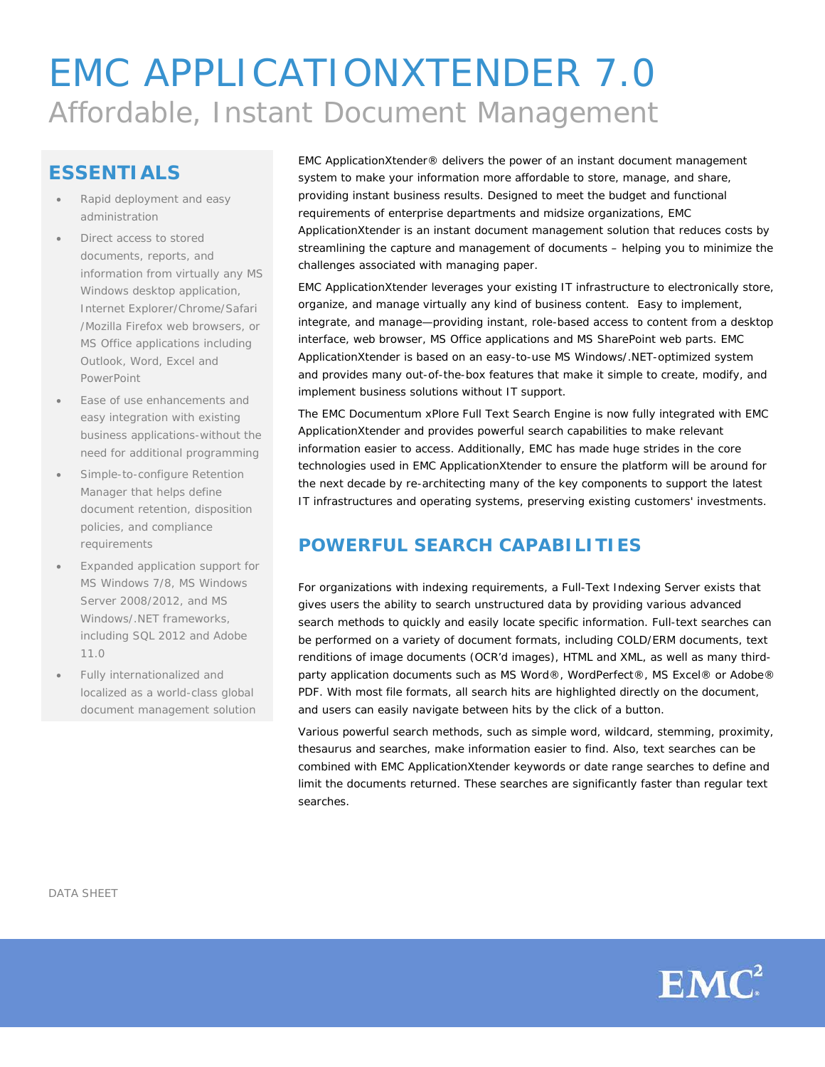# EMC APPLICATIONXTENDER 7.0

## Affordable, Instant Document Management

## ESSENTIALS

- Rapid deployment and easy administration
- Direct access to stored documents, reports, and information from virtually any MS Windows desktop application, Internet Explorer/Chrome/Safari /Mozilla Firefox web browsers, or MS Office applications including Outlook, Word, Excel and PowerPoint
- Ease of use enhancements and easy integration with existing business applications-without the need for additional programming
- Simple-to-configure Retention Manager that helps define document retention, disposition policies, and compliance requirements
- Expanded application support for MS Windows 7/8, MS Windows Server 2008/2012, and MS Windows/.NET frameworks, including SQL 2012 and Adobe 11.0
- Fully internationalized and localized as a world-class global document management solution

EMC ApplicationXtender® delivers the power of an instant document management system to make your information more affordable to store, manage, and share, providing instant business results. Designed to meet the budget and functional requirements of enterprise departments and midsize organizations, EMC ApplicationXtender is an instant document management solution that reduces costs by streamlining the capture and management of documents – helping you to minimize the challenges associated with managing paper.

EMC ApplicationXtender leverages your existing IT infrastructure to electronically store, organize, and manage virtually any kind of business content. Easy to implement, integrate, and manage—providing instant, role-based access to content from a desktop interface, web browser, MS Office applications and MS SharePoint web parts. EMC ApplicationXtender is based on an easy-to-use MS Windows/.NET-optimized system and provides many out-of-the-box features that make it simple to create, modify, and implement business solutions without IT support.

The EMC Documentum xPlore Full Text Search Engine is now fully integrated with EMC ApplicationXtender and provides powerful search capabilities to make relevant information easier to access. Additionally, EMC has made huge strides in the core technologies used in EMC ApplicationXtender to ensure the platform will be around for the next decade by re-architecting many of the key components to support the latest IT infrastructures and operating systems, preserving existing customers' investments.

## POWERFUL SEARCH CAPABILITIES

For organizations with indexing requirements, a Full-Text Indexing Server exists that gives users the ability to search unstructured data by providing various advanced search methods to quickly and easily locate specific information. Full-text searches can be performed on a variety of document formats, including COLD/ERM documents, text renditions of image documents (OCR'd images), HTML and XML, as well as many third-party application documents such as MS Word®, WordPerfect®, MS Excel® or Adobe® PDF. With most file formats, all search hits are highlighted directly on the document, and users can easily navigate between hits by the click of a button.

Various powerful search methods, such as simple word, wildcard, stemming, proximity, thesaurus and searches, make information easier to find. Also, text searches can be combined with EMC ApplicationXtender keywords or date range searches to define and limit the documents returned. These searches are significantly faster than regular text searches.

DATA SHEET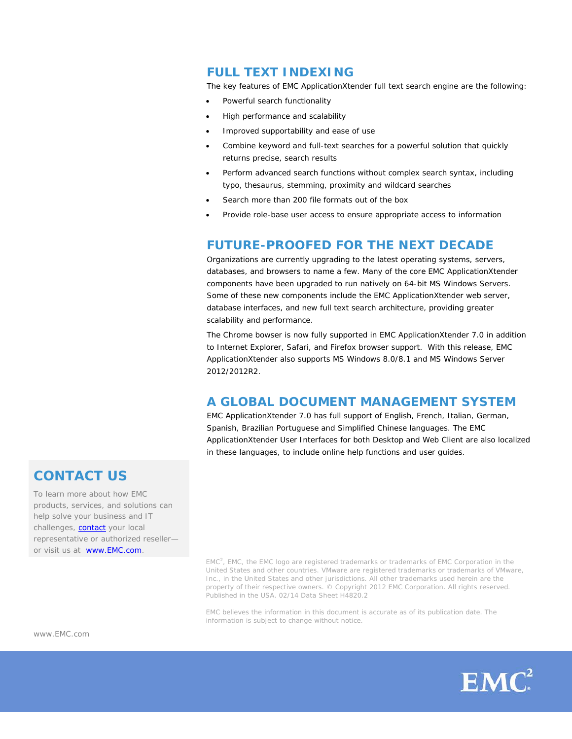## FULL TEXT INDEXING

The key features of EMC ApplicationXtender full text search engine are the following:

- Powerful search functionality
- High performance and scalability
- Improved supportability and ease of use
- Combine keyword and full-text searches for a powerful solution that quickly returns precise, search results
- Perform advanced search functions without complex search syntax, including typo, thesaurus, stemming, proximity and wildcard searches
- Search more than 200 file formats out of the box
- Provide role-base user access to ensure appropriate access to information

## FUTURE-PROOFED FOR THE NEXT DECADE

Organizations are currently upgrading to the latest operating systems, servers, databases, and browsers to name a few. Many of the core EMC ApplicationXtender components have been upgraded to run natively on 64-bit MS Windows Servers. Some of these new components include the EMC ApplicationXtender web server, database interfaces, and new full text search architecture, providing greater scalability and performance.

The Chrome bowser is now fully supported in EMC ApplicationXtender 7.0 in addition to Internet Explorer, Safari, and Firefox browser support. With this release, EMC ApplicationXtender also supports MS Windows 8.0/8.1 and MS Windows Server 2012/2012R2.

## A GLOBAL DOCUMENT MANAGEMENT SYSTEM

EMC ApplicationXtender 7.0 has full support of English, French, Italian, German, Spanish, Brazilian Portuguese and Simplified Chinese languages. The EMC ApplicationXtender User Interfaces for both Desktop and Web Client are also localized in these languages, to include online help functions and user guides.

## CONTACT US

To learn more about how EMC products, services, and solutions can help solve your business and IT challenges, contact your local representative or authorized reseller—or visit us at www.EMC.com.

EMC$^2$, EMC, the EMC logo are registered trademarks or trademarks of EMC Corporation in the United States and other countries. VMware are registered trademarks or trademarks of VMware, Inc., in the United States and other jurisdictions. All other trademarks used herein are the property of their respective owners. © Copyright 2012 EMC Corporation. All rights reserved. Published in the USA. 02/14 Data Sheet H4820.2

EMC believes the information in this document is accurate as of its publication date. The information is subject to change without notice.

www.EMC.com